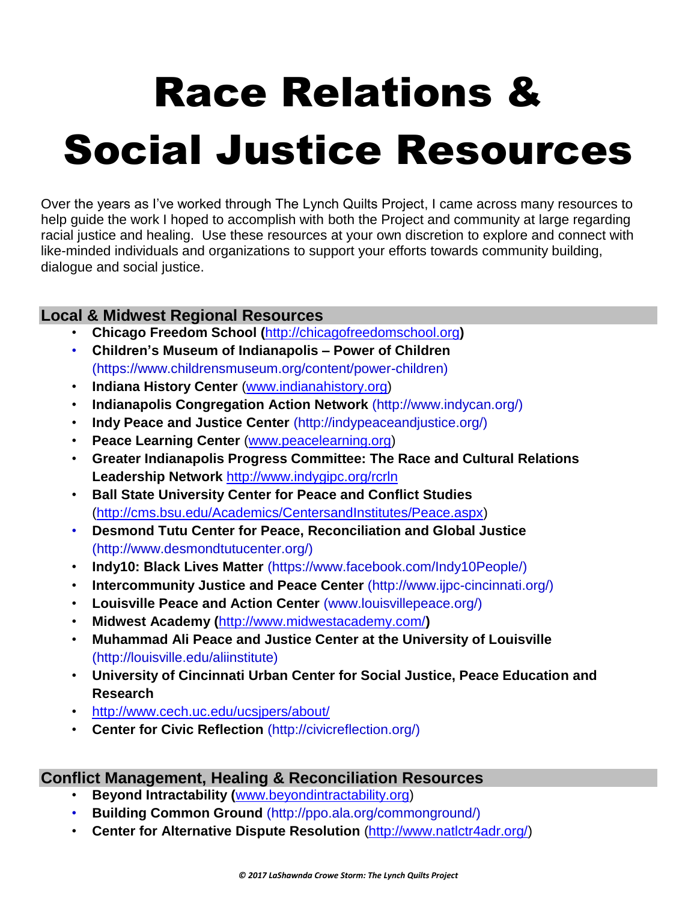# Race Relations & Social Justice Resources

Over the years as I've worked through The Lynch Quilts Project, I came across many resources to help guide the work I hoped to accomplish with both the Project and community at large regarding racial justice and healing. Use these resources at your own discretion to explore and connect with like-minded individuals and organizations to support your efforts towards community building, dialogue and social justice.

## Local & Midwest Regional Resources

- **Chicago Freedom School (**http://chicagofreedomschool.org**)**
- **Children's Museum of Indianapolis – Power of Children** (https://www.childrensmuseum.org/content/power-children)
- **Indiana History Center** (www.indianahistory.org)
- **Indianapolis Congregation Action Network** (http://www.indycan.org/)
- **Indy Peace and Justice Center** (http://indypeaceandjustice.org/)
- **Peace Learning Center** (www.peacelearning.org)
- **Greater Indianapolis Progress Committee: The Race and Cultural Relations Leadership Network** http://www.indygipc.org/rcrln
- **Ball State University Center for Peace and Conflict Studies** (http://cms.bsu.edu/Academics/CentersandInstitutes/Peace.aspx)
- **Desmond Tutu Center for Peace, Reconciliation and Global Justice** (http://www.desmondtutucenter.org/)
- **Indy10: Black Lives Matter** (https://www.facebook.com/Indy10People/)
- **Intercommunity Justice and Peace Center** (http://www.ijpc-cincinnati.org/)
- **Louisville Peace and Action Center** (www.louisvillepeace.org/)
- **Midwest Academy (**http://www.midwestacademy.com/**)**
- **Muhammad Ali Peace and Justice Center at the University of Louisville** (http://louisville.edu/aliinstitute)
- **University of Cincinnati Urban Center for Social Justice, Peace Education and Research**
- http://www.cech.uc.edu/ucsjpers/about/
- **Center for Civic Reflection** (http://civicreflection.org/)

## Conflict Management, Healing & Reconciliation Resources

- **Beyond Intractability (**www.beyondintractability.org)
- **Building Common Ground** (http://ppo.ala.org/commonground/)
- **Center for Alternative Dispute Resolution** (http://www.natlctr4adr.org/)

*© 2017 LaShawnda Crowe Storm: The Lynch Quilts Project*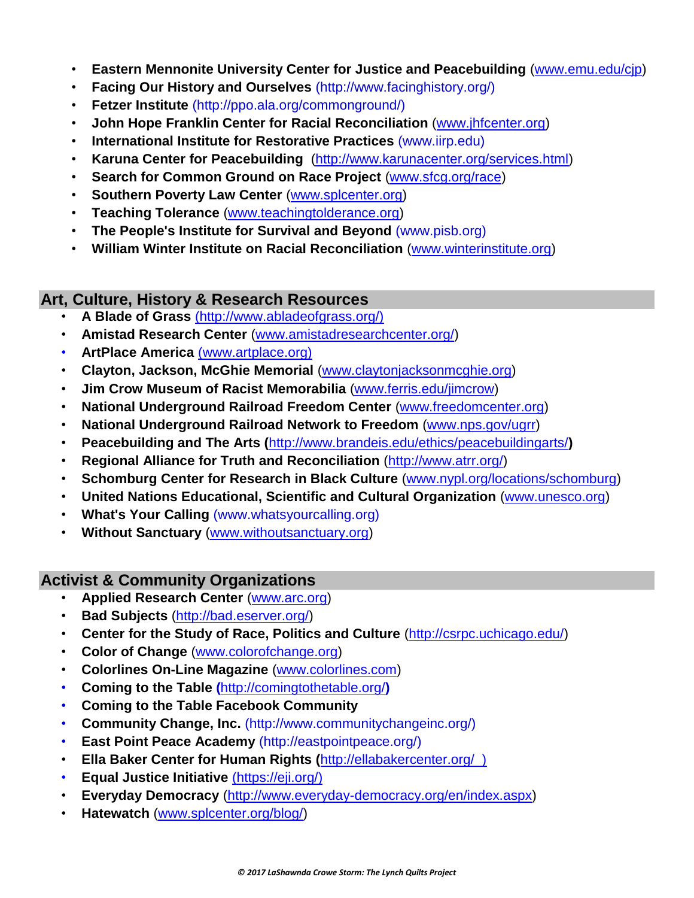- **Eastern Mennonite University Center for Justice and Peacebuilding** (www.emu.edu/cjp)
- **Facing Our History and Ourselves** (http://www.facinghistory.org/)
- **Fetzer Institute** (http://ppo.ala.org/commonground/)
- **John Hope Franklin Center for Racial Reconciliation** (www.jhfcenter.org)
- **International Institute for Restorative Practices** (www.iirp.edu)
- **Karuna Center for Peacebuilding** (http://www.karunacenter.org/services.html)
- **Search for Common Ground on Race Project** (www.sfcg.org/race)
- **Southern Poverty Law Center** (www.splcenter.org)
- **Teaching Tolerance** (www.teachingtolderance.org)
- **The People's Institute for Survival and Beyond** (www.pisb.org)
- **William Winter Institute on Racial Reconciliation** (www.winterinstitute.org)

## Art, Culture, History & Research Resources

- **A Blade of Grass** (http://www.abladeofgrass.org/)
- **Amistad Research Center** (www.amistadresearchcenter.org/)
- **ArtPlace America** (www.artplace.org)
- **Clayton, Jackson, McGhie Memorial** (www.claytonjacksonmcghie.org)
- **Jim Crow Museum of Racist Memorabilia** (www.ferris.edu/jimcrow)
- **National Underground Railroad Freedom Center** (www.freedomcenter.org)
- **National Underground Railroad Network to Freedom** (www.nps.gov/ugrr)
- **Peacebuilding and The Arts (**http://www.brandeis.edu/ethics/peacebuildingarts/**)**
- **Regional Alliance for Truth and Reconciliation** (http://www.atrr.org/)
- **Schomburg Center for Research in Black Culture** (www.nypl.org/locations/schomburg)
- **United Nations Educational, Scientific and Cultural Organization** (www.unesco.org)
- **What's Your Calling** (www.whatsyourcalling.org)
- **Without Sanctuary** (www.withoutsanctuary.org)

## Activist & Community Organizations

- **Applied Research Center** (www.arc.org)
- **Bad Subjects** (http://bad.eserver.org/)
- **Center for the Study of Race, Politics and Culture** (http://csrpc.uchicago.edu/)
- **Color of Change** (www.colorofchange.org)
- **Colorlines On-Line Magazine** (www.colorlines.com)
- **Coming to the Table (**http://comingtothetable.org/**)**
- **Coming to the Table Facebook Community**
- **Community Change, Inc.** (http://www.communitychangeinc.org/)
- **East Point Peace Academy** (http://eastpointpeace.org/)
- **Ella Baker Center for Human Rights (**http://ellabakercenter.org/ )
- **Equal Justice Initiative** (https://eji.org/)
- **Everyday Democracy** (http://www.everyday-democracy.org/en/index.aspx)
- **Hatewatch** (www.splcenter.org/blog/)

*© 2017 LaShawnda Crowe Storm: The Lynch Quilts Project*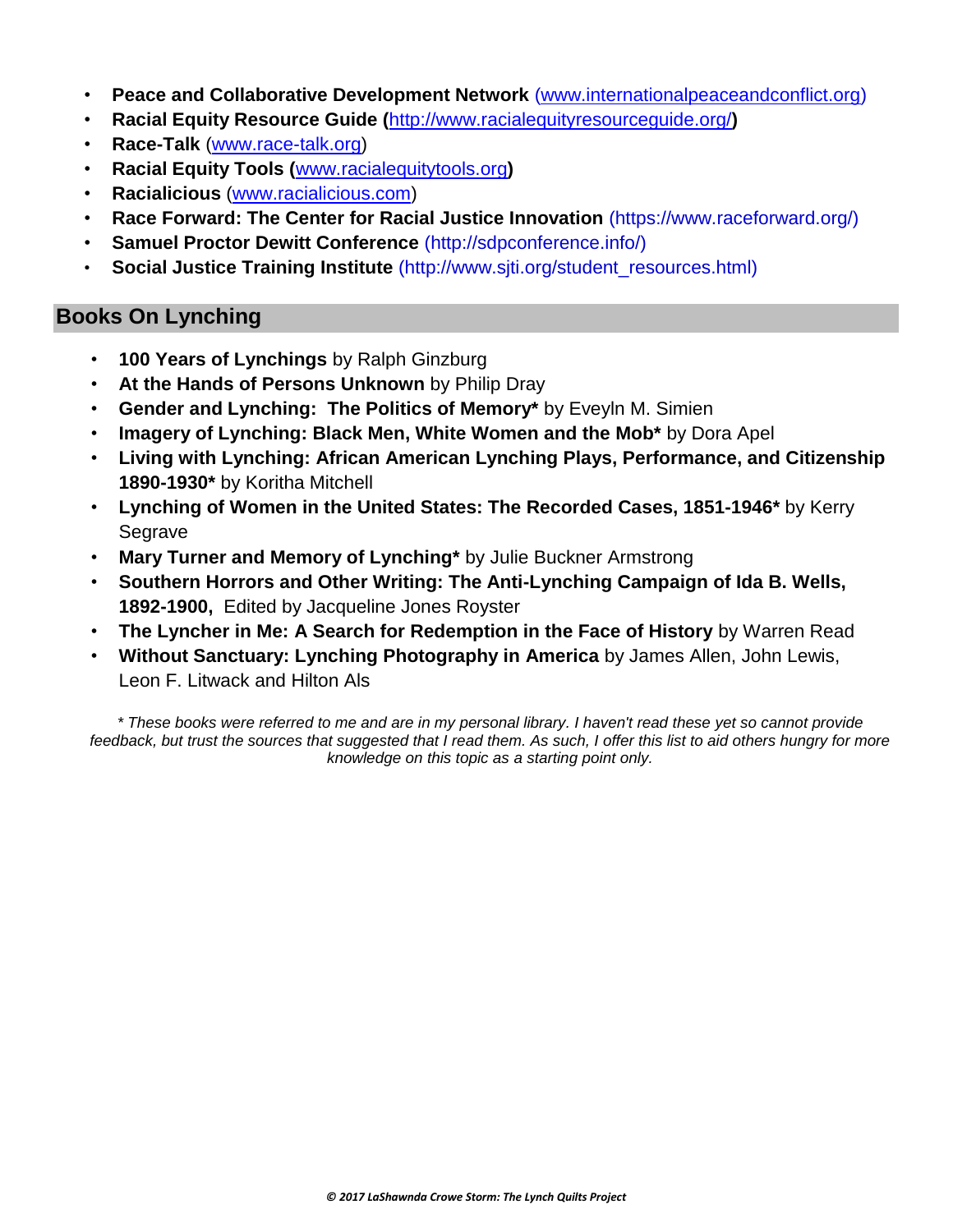- **Peace and Collaborative Development Network** (www.internationalpeaceandconflict.org)
- **Racial Equity Resource Guide (**http://www.racialequityresourceguide.org/**)**
- **Race-Talk** (www.race-talk.org)
- **Racial Equity Tools (**www.racialequitytools.org**)**
- **Racialicious** (www.racialicious.com)
- **Race Forward: The Center for Racial Justice Innovation** (https://www.raceforward.org/)
- **Samuel Proctor Dewitt Conference** (http://sdpconference.info/)
- **Social Justice Training Institute** (http://www.sjti.org/student_resources.html)

## Books On Lynching

- **100 Years of Lynchings** by Ralph Ginzburg
- **At the Hands of Persons Unknown** by Philip Dray
- **Gender and Lynching: The Politics of Memory*** by Eveyln M. Simien
- **Imagery of Lynching: Black Men, White Women and the Mob*** by Dora Apel
- **Living with Lynching: African American Lynching Plays, Performance, and Citizenship 1890-1930*** by Koritha Mitchell
- **Lynching of Women in the United States: The Recorded Cases, 1851-1946*** by Kerry Segrave
- **Mary Turner and Memory of Lynching*** by Julie Buckner Armstrong
- **Southern Horrors and Other Writing: The Anti-Lynching Campaign of Ida B. Wells, 1892-1900,** Edited by Jacqueline Jones Royster
- **The Lyncher in Me: A Search for Redemption in the Face of History** by Warren Read
- **Without Sanctuary: Lynching Photography in America** by James Allen, John Lewis, Leon F. Litwack and Hilton Als

*\* These books were referred to me and are in my personal library. I haven't read these yet so cannot provide feedback, but trust the sources that suggested that I read them. As such, I offer this list to aid others hungry for more knowledge on this topic as a starting point only.*

*© 2017 LaShawnda Crowe Storm: The Lynch Quilts Project*